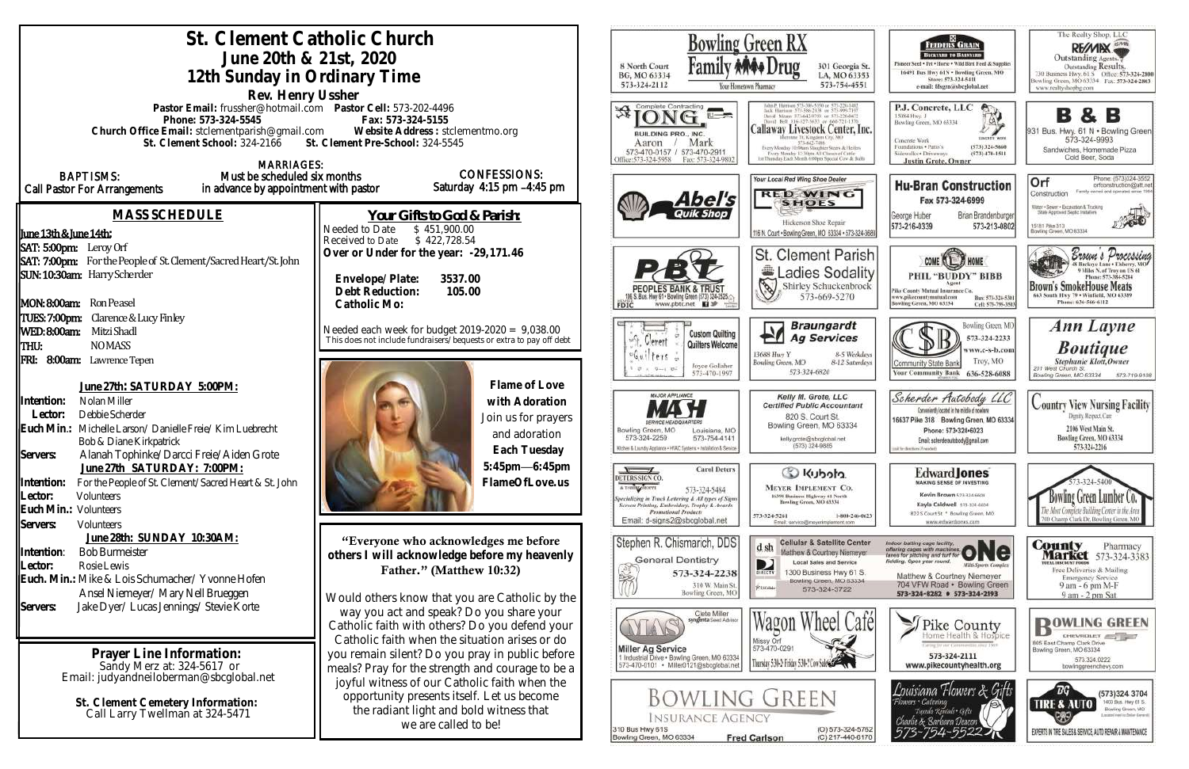# St. Clement Catholic Church

## June 20th & 21st, 2020

## 12th Sunday in Ordinary Time

**Rev. Henry Ussher**

**Pastor Email:** frussher@hotmail.com **Pastor Cell:** 573-202-4496
**Phone: 573-324-5155** **Fax: 573-324-5155**
**Church Office Email:** stclementparish@gmail.com **Website Address:** stclementmo.org
**St. Clement School:** 324-2166 **St. Clement Pre-School:** 324-5545

**BAPTISMS:** Call Pastor For Arrangements

**MARRIAGES:** Must be scheduled six months in advance by appointment with pastor

**CONFESSIONS:** Saturday 4:15 pm –4:45 pm

## MASS SCHEDULE

**June 13th & June 14th:**

**SAT: 5:00pm:** Leroy Orf
**SAT: 7:00pm:** For the People of St. Clement/Sacred Heart/St. John
**SUN: 10:30am:** Harry Scherder

**MON: 8:00am:** Ron Peasel
**TUES: 7:00pm:** Clarence & Lucy Finley
**WED: 8:00am:** Mitzi Shadl
**THU:** NO MASS
**FRI: 8:00am:** Lawrence Tepen

**June 27th: SATURDAY 5:00PM:**

**Intention:** Nolan Miller
**Lector:** Debbie Scherder
**Euch Min.:** Michelle Larson/ Danielle Freie/ Kim Luebrecht, Bob & Diane Kirkpatrick
**Servers:** Alanah Tophinke/ Darcci Freie/ Aiden Grote

**June 27th SATURDAY: 7:00PM:**

**Intention:** For the People of St. Clement/Sacred Heart & St. John
**Lector:** Volunteers
**Euch Min.:** Volunteers
**Servers:** Volunteers

**June 28th: SUNDAY 10:30AM:**

**Intention:** Bob Burmeister
**Lector:** Rosie Lewis
**Euch. Min.:** Mike & Lois Schumacher/ Yvonne Hofen, Ansel Niemeyer/ Mary Nell Brueggen
**Servers:** Jake Dyer/ Lucas Jennings/ Stevie Korte

**Prayer Line Information:**
Sandy Merz at: 324-5617 or
Email: judyandneiloberman@sbcglobal.net

**St. Clement Cemetery Information:**
Call Larry Twellman at 324-5471

## Your Gifts to God & Parish:

| | |
|---|---|
| Needed to Date | $ 451,900.00 |
| Received to Date | $ 422,728.54 |

**Over or Under for the year: -29,171.46**

| | |
|---|---|
| **Envelope/ Plate:** | **3537.00** |
| **Debt Reduction:** | **105.00** |
| **Catholic Mo:** | |

Needed each week for budget 2019-2020 = 9,038.00
This does not include fundraisers/ bequests or extra to pay off debt

**Flame of Love with Adoration**
Join us for prayers and adoration
**Each Tuesday 5:45pm—6:45pm**
**FlameOfLove.us**

**"Everyone who acknowledges me before others I will acknowledge before my heavenly Father." (Matthew 10:32)**

Would others know that you are Catholic by the way you act and speak? Do you share your Catholic faith with others? Do you defend your Catholic faith when the situation arises or do you remain silent? Do you pray in public before meals? Pray for the strength and courage to be a joyful witness of our Catholic faith when the opportunity presents itself. Let us become the radiant light and bold witness that we are called to be!

---

Bowling Green RX Family Drug — Your Hometown Pharmacy — 8 North Court, BG, MO 63334, 573-324-2112 — 301 Georgia St., LA, MO 63353, 573-754-4551

Feeders Grain — 16491 Bus Hwy 61N • Bowling Green, MO — Store: 573-324-5411 — e-mail: fdsgrn@sbcglobal.net

The Realty Shop, LLC — RE/MAX — Outstanding Agents. Outstanding Results. — 730 Business Hwy. 61 S, Bowling Green, MO 63334 — Office: 573-324-2800 — Fax: 573-324-2863 — www.realtyshopbg.com

Complete Contracting — Long Building Pro., Inc. — Aaron / Mark — 573-470-0157 / 573-470-2911 — Office: 573-324-5958 — Fax: 573-324-9802

Callaway Livestock Center, Inc.

P.J. Concrete, LLC — 15084 Hwy. J, Bowling Green, MO 63334 — Concrete Work, Foundations • Patio's, Sidewalks • Driveways — (573) 324-5660 — (573) 470-1511 — Justin Grote, Owner

B & B — 931 Bus. Hwy. 61 N • Bowling Green — 573-324-9993 — Sandwiches, Homemade Pizza, Cold Beer, Soda

Abel's Quik Shop

Your Local Red Wing Shoe Dealer — Red Wing Shoes — Hickerson Shoe Repair — 116 N. Court • Bowling Green, MO 63334 • 573-324-3688

Hu-Bran Construction — Fax 573-324-6999 — George Huber 573-216-0339 — Brian Brandenburger 573-213-0802

Orf Construction — Phone: (573)324-3552 — orfconstruction@att.net — Family owned and operated since 1984 — Water • Sewer • Excavation & Trucking — State Approved Septic Installers — 15181 Pike 313, Bowling Green, MO 63334

Peoples Bank & Trust — 196 S. Bus. Hwy 61 • Bowling Green (573) 324-2525 — www.pbtc.net — FDIC

St. Clement Parish Ladies Sodality — Shirley Schuckenbrock — 573-669-5270

Come Home — Phil "Buddy" Bibb, Agent — Pike County Mutual Insurance Co. — www.pikecountymutual.com — Bowling Green, MO 63334 — Bus: 573-324-5301 — Cell: 573-795-3593

Brown's Processing — Brown's SmokeHouse Meats — 663 South Hwy 79 • Winfield, MO 63389 — Phone: 636-566-6112

St. Clement Quilters — Custom Quilting — Quilters Welcome — Joyce Gollaher 573-470-1997

Braungardt Ag Services — 13688 Hwy Y, Bowling Green, MO — 8-5 Weekdays, 8-12 Saturdays — 573-324-6820

Community State Bank — Bowling Green, MO 573-324-2233 — www.c-s-b.com — Troy, MO 636-528-6688 — Your Community Bank

Ann Layne Boutique — Stephanie Klott, Owner — 201 West Church St., Bowling Green, MO 63334 — 573-719-9108

Major Appliance — MASH Service Headquarters — Bowling Green, MO 573-324-2259 — Louisiana, MO 573-754-4141 — Kitchen & Laundry Appliance • HVAC Systems • Installation & Service

Kelly M. Grote, LLC — Certified Public Accountant — 820 S. Court St., Bowling Green, MO 63334 — kellygrote@sbcglobal.net — (573) 324-9885

Scherder Autobody LLC — Conveniently located in the middle of nowhere — 16637 Pike 318 Bowling Green, MO 63334 — Phone: 573-324-6023 — Email: scherderautobody@gmail.com

Country View Nursing Facility — Dignity, Respect, Care — 2106 West Main St., Bowling Green, MO 63334 — 573-324-2216

Deters Sign Co. — Carol Deters — 573-324-5484 — Specializing in Truck Lettering & All types of Signs, Screen Printing, Embroidery, Trophy & Awards, Promotional Products — Email: d-signs2@sbcglobal.net

Kubota — Meyer Implement Co. — 16398 Business Highway 61 North, Bowling Green, MO 63334 — 573-324-5261 — 1-800-246-0623 — Email: service@meyerimplement.com

Edward Jones — Making Sense of Investing — Kevin Brown 573-324-6604 — Kayla Caldwell 573-324-6604 — 822 S Court St • Bowling Green, MO — www.edwardjones.com

Bowling Green Lumber Co. — 573-324-5400 — The Most Complete Building Center in the Area — 700 Champ Clark Dr, Bowling Green, MO

Stephen R. Chismarich, DDS — General Dentistry — 573-324-2238 — 310 W. Main St., Bowling Green, MO

Cellular & Satellite Center — Matthew & Courtney Niemeyer — Local Sales and Service — 1300 Business Hwy 61 S., Bowling Green, MO 63334 — 573-324-3722

Indoor batting cage facility, offering cages with machines, lanes for pitching and turf for fielding. Open year round. — ONE Multi-Sports Complex — Matthew & Courtney Niemeyer — 704 VFW Road • Bowling Green — 573-324-8282 • 573-324-2193

County Market — Pharmacy 573-324-3383 — Free Deliveries & Mailing — Emergency Service — 9 am - 6 pm M-F — 9 am - 2 pm Sat

Miller Ag Service — Clete Miller, Syngenta Seed Advisor — 1 Industrial Drive • Bowling Green, MO 63334 — 573-470-0101 • Miller0121@sbcglobal.net

Wagon Wheel Café — Missy Orf — 573-470-0291 — Thursday 5:30-2; Friday 5:30-7; Cow Sale

Pike County Home Health & Hospice — 573-324-2111 — www.pikecountyhealth.org

Bowling Green Chevrolet — 865 East Champ Clark Drive, Bowling Green, MO 63334 — 573.324.0222 — bowlinggreenchevy.com

Bowling Green Insurance Agency — 310 Bus Hwy 61S, Bowling Green, MO 63334 — Fred Carlson — (O) 573-324-5762 — (C) 217-440-6170

Louisiana Flowers & Gifts — Flowers • Catering • Tuxedo Rentals • Gifts — Charlie & Barbara Deacon — 573-754-5522

BG Tire & Auto — (573)324.3704 — 1400 Bus. Hwy 61 S., Bowling Green, MO — Experts in Tire Sales & Service, Auto Repair & Maintenance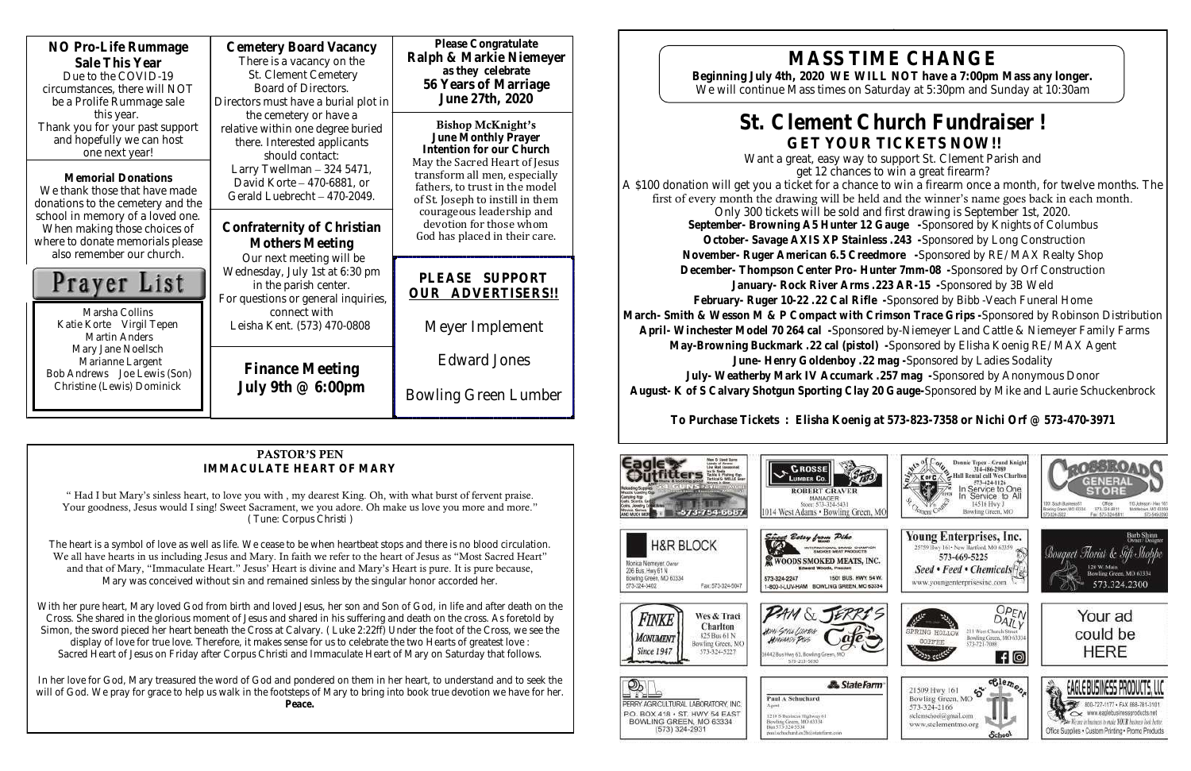## NO Pro-Life Rummage Sale This Year

Due to the COVID-19 circumstances, there will NOT be a Prolife Rummage sale this year.
Thank you for your past support and hopefully we can host one next year!

## Memorial Donations

We thank those that have made donations to the cemetery and the school in memory of a loved one. When making those choices of where to donate memorials please also remember our church.

## Prayer List

Marsha Collins
Katie Korte Virgil Tepen
Martin Anders
Mary Jane Noellsch
Marianne Largent
Bob Andrews Joe Lewis (Son)
Christine (Lewis) Dominick

## Cemetery Board Vacancy

There is a vacancy on the St. Clement Cemetery Board of Directors. Directors must have a burial plot in the cemetery or have a relative within one degree buried there. Interested applicants should contact:
Larry Twellman – 324 5471,
David Korte – 470-6881, or
Gerald Luebrecht – 470-2049.

## Confraternity of Christian Mothers Meeting

Our next meeting will be Wednesday, July 1st at 6:30 pm in the parish center.
For questions or general inquiries, connect with
Leisha Kent. (573) 470-0808

## Finance Meeting July 9th @ 6:00pm

**Please Congratulate Ralph & Markie Niemeyer as they celebrate 56 Years of Marriage June 27th, 2020**

**Bishop McKnight's June Monthly Prayer Intention for our Church**
May the Sacred Heart of Jesus transform all men, especially fathers, to trust in the model of St. Joseph to instill in them courageous leadership and devotion for those whom God has placed in their care.

## PLEASE SUPPORT OUR ADVERTISERS!!

Meyer Implement

Edward Jones

Bowling Green Lumber

# MASS TIME CHANGE

**Beginning July 4th, 2020 WE WILL NOT have a 7:00pm Mass any longer.**
We will continue Mass times on Saturday at 5:30pm and Sunday at 10:30am

# St. Clement Church Fundraiser !

## GET YOUR TICKETS NOW!!

Want a great, easy way to support St. Clement Parish and get 12 chances to win a great firearm?
A $100 donation will get you a ticket for a chance to win a firearm once a month, for twelve months. The first of every month the drawing will be held and the winner's name goes back in each month.
Only 300 tickets will be sold and first drawing is September 1st, 2020.

**September- Browning A5 Hunter 12 Gauge** -Sponsored by Knights of Columbus
**October- Savage AXIS XP Stainless .243** -Sponsored by Long Construction
**November- Ruger American 6.5 Creedmore** -Sponsored by RE/MAX Realty Shop
**December- Thompson Center Pro- Hunter 7mm-08** -Sponsored by Orf Construction
**January- Rock River Arms .223 AR-15** -Sponsored by 3B Weld
**February- Ruger 10-22 .22 Cal Rifle** -Sponsored by Bibb -Veach Funeral Home
**March- Smith & Wesson M & P Compact with Crimson Trace Grips** -Sponsored by Robinson Distribution
**April- Winchester Model 70 264 cal** -Sponsored by-Niemeyer Land Cattle & Niemeyer Family Farms
**May-Browning Buckmark .22 cal (pistol)** -Sponsored by Elisha Koenig RE/MAX Agent
**June- Henry Goldenboy .22 mag** -Sponsored by Ladies Sodality
**July- Weatherby Mark IV Accumark .257 mag** -Sponsored by Anonymous Donor
**August- K of S Calvary Shotgun Sporting Clay 20 Gauge**-Sponsored by Mike and Laurie Schuckenbrock

**To Purchase Tickets : Elisha Koenig at 573-823-7358 or Nichi Orf @ 573-470-3971**

## PASTOR'S PEN
### IMMACULATE HEART OF MARY

" Had I but Mary's sinless heart, to love you with , my dearest King. Oh, with what burst of fervent praise. Your goodness, Jesus would I sing! Sweet Sacrament, we you adore. Oh make us love you more and more." ( Tune: Corpus Christi )

The heart is a symbol of love as well as life. We cease to be when heartbeat stops and there is no blood circulation. We all have hearts in us including Jesus and Mary. In faith we refer to the heart of Jesus as "Most Sacred Heart" and that of Mary, "Immaculate Heart." Jesus' Heart is divine and Mary's Heart is pure. It is pure because, Mary was conceived without sin and remained sinless by the singular honor accorded her.

With her pure heart, Mary loved God from birth and loved Jesus, her son and Son of God, in life and after death on the Cross. She shared in the glorious moment of Jesus and shared in his suffering and death on the cross. As foretold by Simon, the sword pieced her heart beneath the Cross at Calvary. ( Luke 2:22ff) Under the foot of the Cross, we see the display of love for true love. Therefore, it makes sense for us to celebrate the two Hearts of greatest love : Sacred Heart of Jesus on Friday after Corpus Christi and Immaculate Heart of Mary on Saturday that follows.

In her love for God, Mary treasured the word of God and pondered on them in her heart, to understand and to seek the will of God. We pray for grace to help us walk in the footsteps of Mary to bring into book true devotion we have for her.
**Peace.**

Eagle Outfitters — 573-754-6687

Crosse Lumber Co. — Robert Graver, Manager — Store: 573-324-5431 — 1014 West Adams • Bowling Green, MO

Knights of Columbus St. Clement Council — Donnie Tepen - Grand Knight 314-486-2989 — Hall Rental call Wes Charlton 573-424-1126 — In Service to One, In Service to All — 14516 Hwy J, Bowling Green, MO

Crossroads General Store — 100 South Business 61, Bowling Green, MO 63334 — 573-324-3322

H&R Block — Monica Niemeyer, Owner — 206 Bus. Hwy 61 N, Bowling Green, MO 63334 — 573-324-3402 — Fax: 573-324-5047

Sweet Betsy from Pike — Woods Smoked Meats, Inc. — Edward Woods, President — 573-324-2247 — 1501 Bus. Hwy 54 W. — 1-800-I-LUV-HAM Bowling Green, MO 63334

Young Enterprises, Inc. — 25759 Hwy 161 • New Hartford, MO 63359 — 573-669-5225 — Seed • Feed • Chemicals — www.youngenterprisesinc.com

Bouquet Florist & Gift Shoppe — Barb Shinn, Owner/Designer — 120 W. Main, Bowling Green, MO 63334 — 573.324.2300

Finke Monument Since 1947 — Wes & Traci Charlton — 825 Bus 61 N, Bowling Green, MO — 573-324-5227

Pam & Jerri's Cafe — 16442 Bus Hwy 61, Bowling Green, MO

Spring Hollow Coffee — Open Daily — 211 West Church Street, Bowling Green, MO 63334 — 573-721-7088

Your ad could be HERE

Perry Agricultural Laboratory, Inc. — P.O. Box 418 • St. Hwy 54 East — Bowling Green, MO 63334 — (573) 324-2931

State Farm — Paul A Schuckard, Agent — 1219 S Business Highway 61, Bowling Green, MO 63334

St. Clement School — 21509 Hwy 161, Bowling Green, MO — 573-324-2166 — stclemschool@gmail.com — www.stclementmo.org

Eagle Business Products, LLC — 800-727-1177 • Fax 888-781-3101 — www.eaglebusinessproducts.net — Office Supplies • Custom Printing • Promo Products